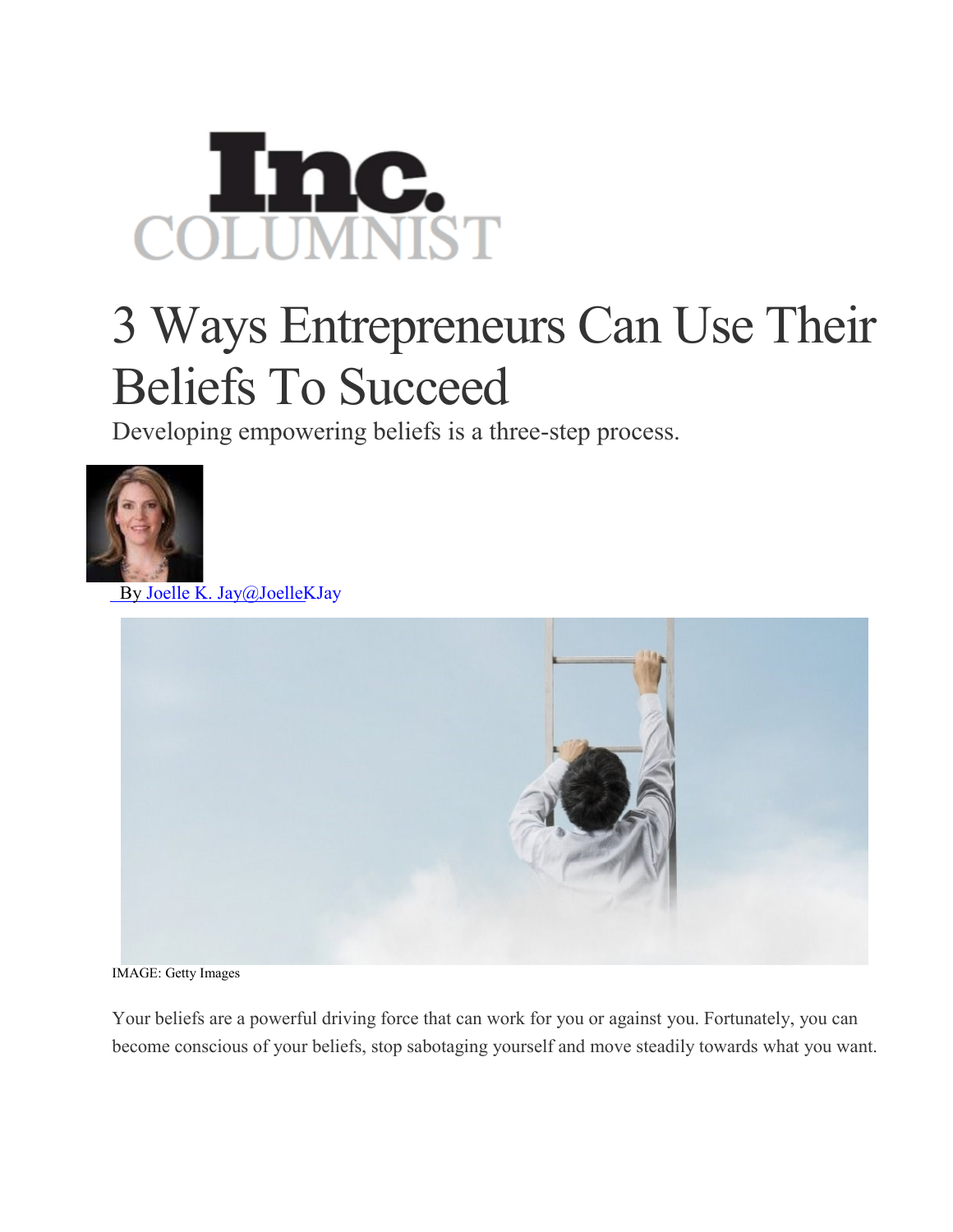Inc. COLUMNIST

# 3 Ways Entrepreneurs Can Use Their Beliefs To Succeed

Developing empowering beliefs is a three-step process.

By Joelle K. Jay@JoelleKJay

IMAGE: Getty Images

Your beliefs are a powerful driving force that can work for you or against you. Fortunately, you can become conscious of your beliefs, stop sabotaging yourself and move steadily towards what you want.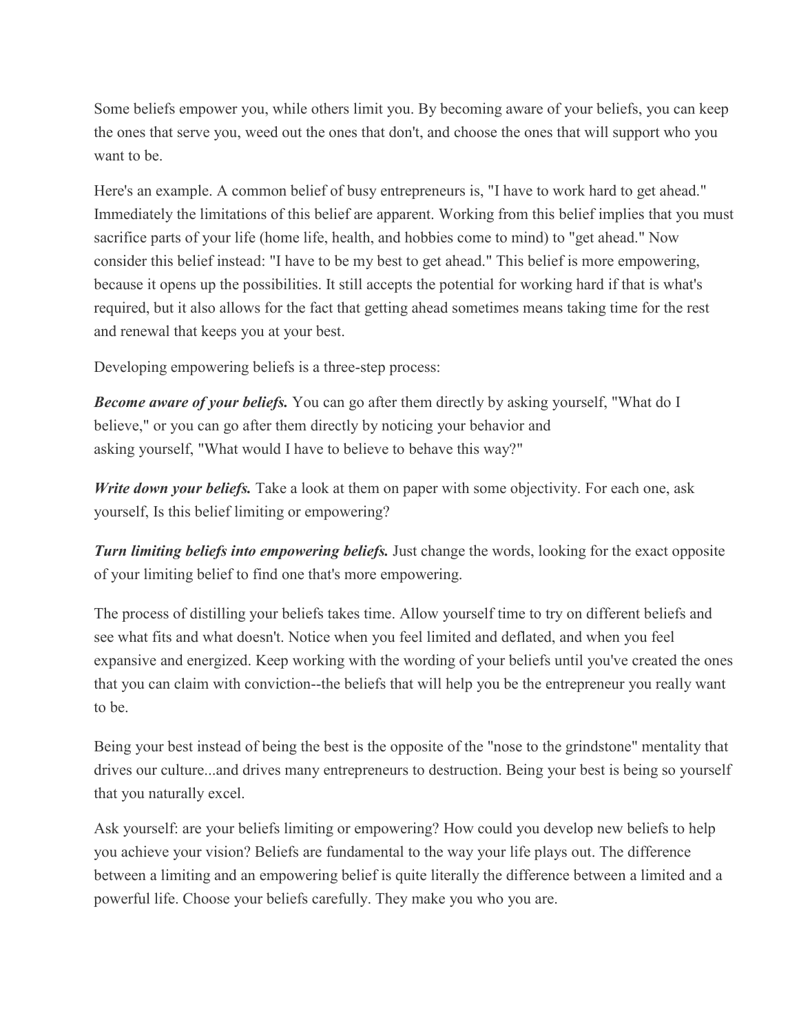Some beliefs empower you, while others limit you. By becoming aware of your beliefs, you can keep the ones that serve you, weed out the ones that don't, and choose the ones that will support who you want to be.

Here's an example. A common belief of busy entrepreneurs is, "I have to work hard to get ahead." Immediately the limitations of this belief are apparent. Working from this belief implies that you must sacrifice parts of your life (home life, health, and hobbies come to mind) to "get ahead." Now consider this belief instead: "I have to be my best to get ahead." This belief is more empowering, because it opens up the possibilities. It still accepts the potential for working hard if that is what's required, but it also allows for the fact that getting ahead sometimes means taking time for the rest and renewal that keeps you at your best.

Developing empowering beliefs is a three-step process:

***Become aware of your beliefs.*** You can go after them directly by asking yourself, "What do I believe," or you can go after them directly by noticing your behavior and asking yourself, "What would I have to believe to behave this way?"

***Write down your beliefs.*** Take a look at them on paper with some objectivity. For each one, ask yourself, Is this belief limiting or empowering?

***Turn limiting beliefs into empowering beliefs.*** Just change the words, looking for the exact opposite of your limiting belief to find one that's more empowering.

The process of distilling your beliefs takes time. Allow yourself time to try on different beliefs and see what fits and what doesn't. Notice when you feel limited and deflated, and when you feel expansive and energized. Keep working with the wording of your beliefs until you've created the ones that you can claim with conviction--the beliefs that will help you be the entrepreneur you really want to be.

Being your best instead of being the best is the opposite of the "nose to the grindstone" mentality that drives our culture...and drives many entrepreneurs to destruction. Being your best is being so yourself that you naturally excel.

Ask yourself: are your beliefs limiting or empowering? How could you develop new beliefs to help you achieve your vision? Beliefs are fundamental to the way your life plays out. The difference between a limiting and an empowering belief is quite literally the difference between a limited and a powerful life. Choose your beliefs carefully. They make you who you are.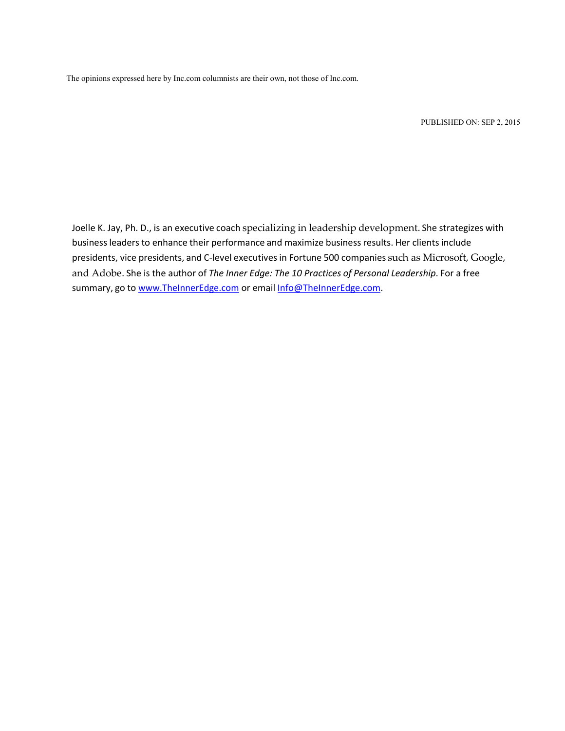The opinions expressed here by Inc.com columnists are their own, not those of Inc.com.

PUBLISHED ON: SEP 2, 2015

Joelle K. Jay, Ph. D., is an executive coach specializing in leadership development. She strategizes with business leaders to enhance their performance and maximize business results. Her clients include presidents, vice presidents, and C-level executives in Fortune 500 companies such as Microsoft, Google, and Adobe. She is the author of *The Inner Edge: The 10 Practices of Personal Leadership*. For a free summary, go to [www.TheInnerEdge.com](http://www.TheInnerEdge.com) or email [Info@TheInnerEdge.com](mailto:Info@TheInnerEdge.com).